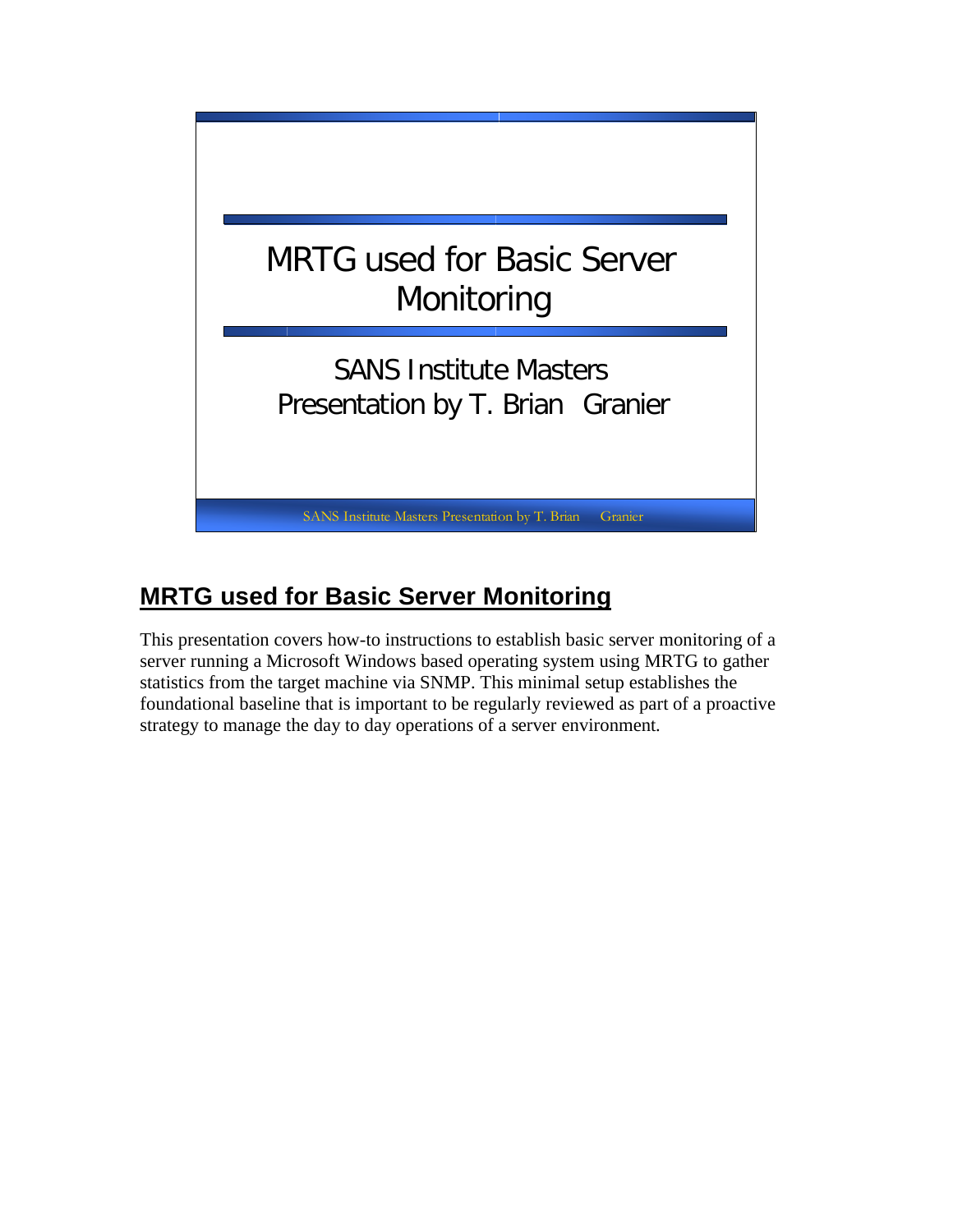MRTG used for Basic Server Monitoring

SANS Institute Masters
Presentation by T. Brian Granier

## MRTG used for Basic Server Monitoring

This presentation covers how-to instructions to establish basic server monitoring of a server running a Microsoft Windows based operating system using MRTG to gather statistics from the target machine via SNMP. This minimal setup establishes the foundational baseline that is important to be regularly reviewed as part of a proactive strategy to manage the day to day operations of a server environment.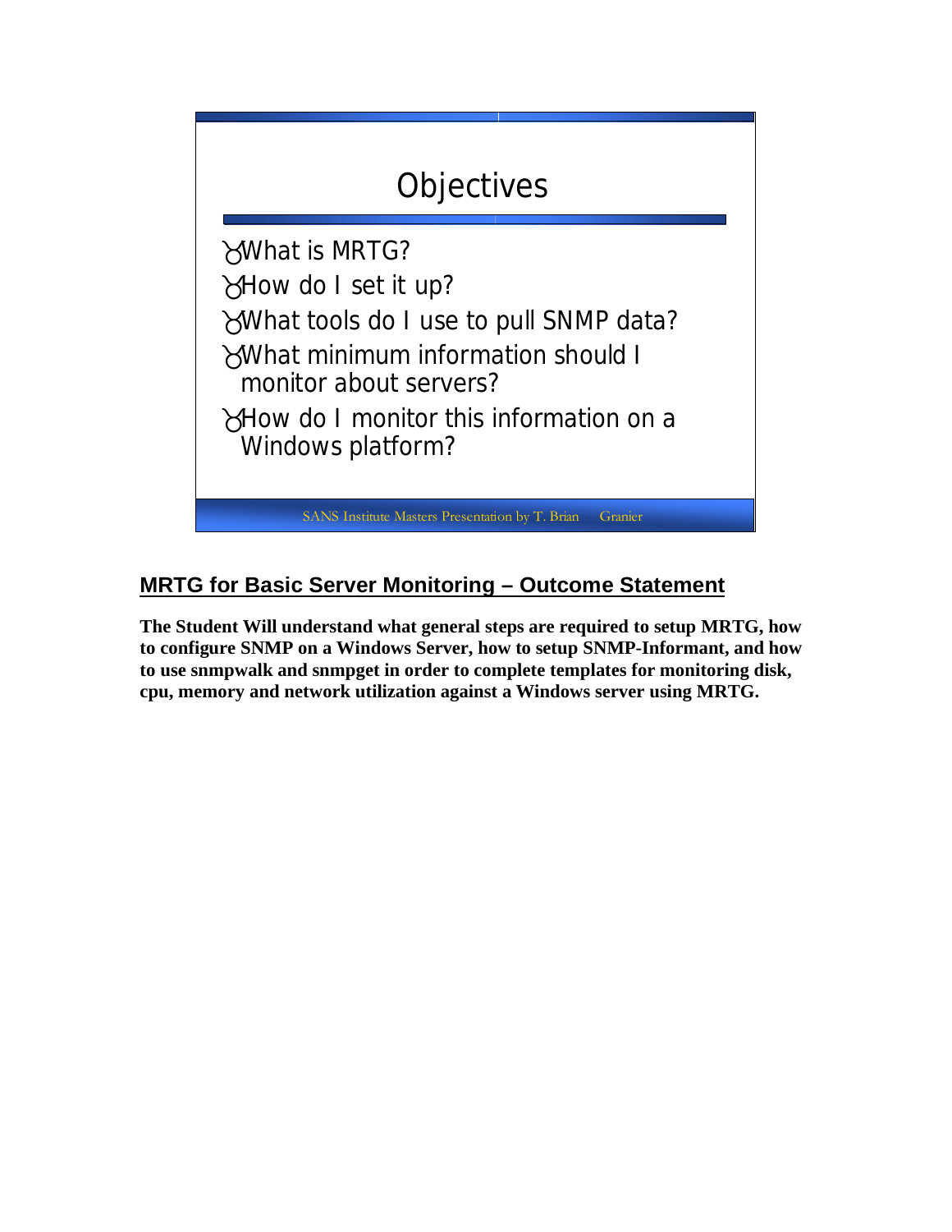## Objectives

- What is MRTG?
- How do I set it up?
- What tools do I use to pull SNMP data?
- What minimum information should I monitor about servers?
- How do I monitor this information on a Windows platform?

SANS Institute Masters Presentation by T. Brian Granier

## MRTG for Basic Server Monitoring – Outcome Statement

**The Student Will understand what general steps are required to setup MRTG, how to configure SNMP on a Windows Server, how to setup SNMP-Informant, and how to use snmpwalk and snmpget in order to complete templates for monitoring disk, cpu, memory and network utilization against a Windows server using MRTG.**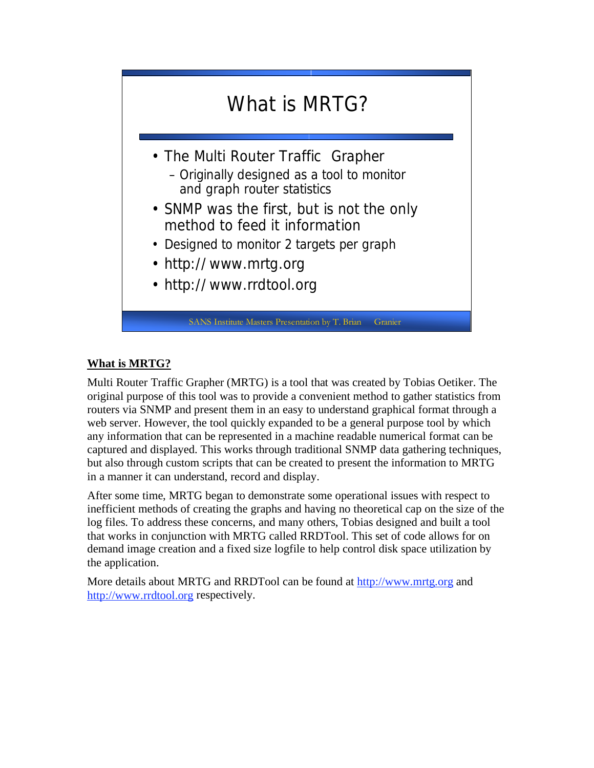## What is MRTG?

- The Multi Router Traffic Grapher
  - Originally designed as a tool to monitor and graph router statistics
- SNMP was the first, but is not the only method to feed it information
- Designed to monitor 2 targets per graph
- http:// www.mrtg.org
- http:// www.rrdtool.org

SANS Institute Masters Presentation by T. Brian Granier

**What is MRTG?**

Multi Router Traffic Grapher (MRTG) is a tool that was created by Tobias Oetiker. The original purpose of this tool was to provide a convenient method to gather statistics from routers via SNMP and present them in an easy to understand graphical format through a web server. However, the tool quickly expanded to be a general purpose tool by which any information that can be represented in a machine readable numerical format can be captured and displayed. This works through traditional SNMP data gathering techniques, but also through custom scripts that can be created to present the information to MRTG in a manner it can understand, record and display.

After some time, MRTG began to demonstrate some operational issues with respect to inefficient methods of creating the graphs and having no theoretical cap on the size of the log files. To address these concerns, and many others, Tobias designed and built a tool that works in conjunction with MRTG called RRDTool. This set of code allows for on demand image creation and a fixed size logfile to help control disk space utilization by the application.

More details about MRTG and RRDTool can be found at http://www.mrtg.org and http://www.rrdtool.org respectively.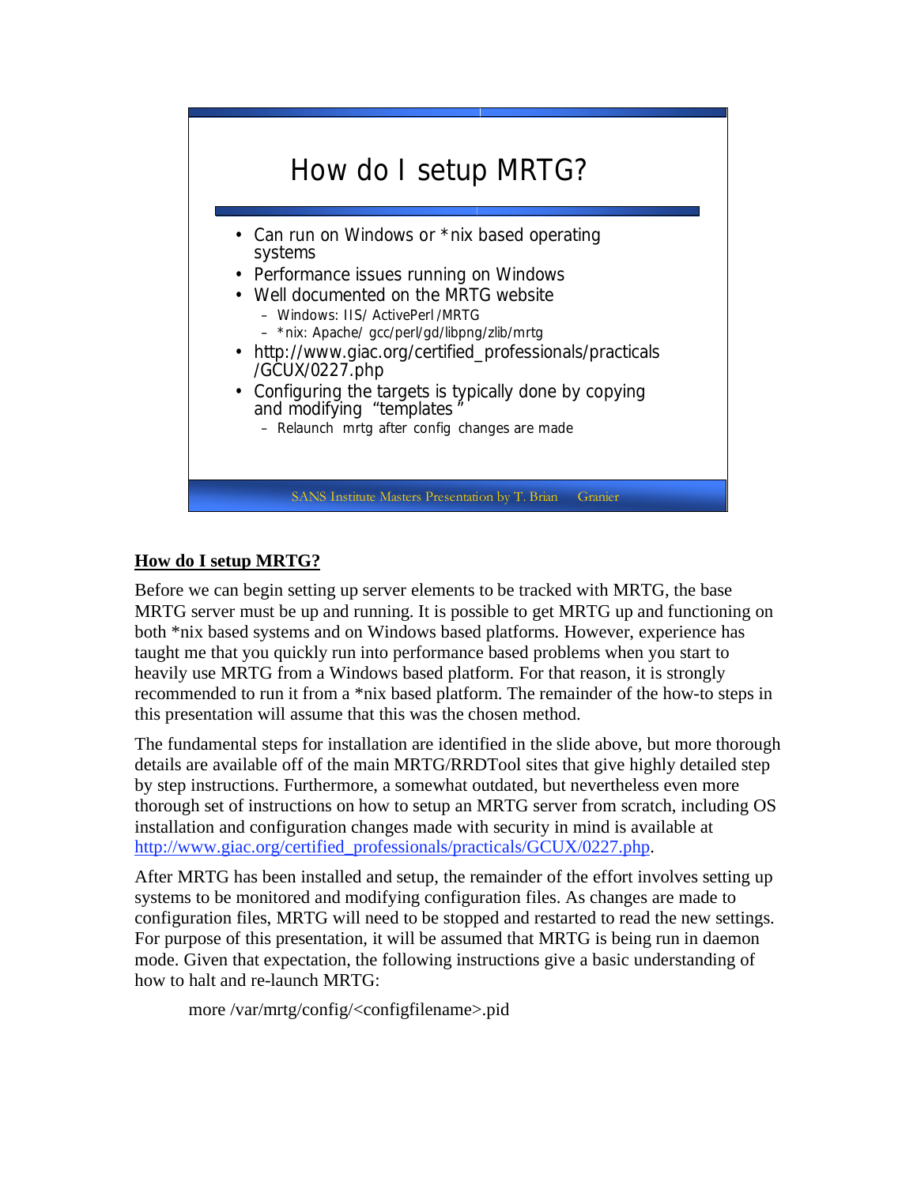# How do I setup MRTG?

- Can run on Windows or *nix based operating systems
- Performance issues running on Windows
- Well documented on the MRTG website
  - Windows: IIS/ ActivePerl /MRTG
  - *nix: Apache/ gcc/perl/gd/libpng/zlib/mrtg
- http://www.giac.org/certified_professionals/practicals/GCUX/0227.php
- Configuring the targets is typically done by copying and modifying "templates"
  - Relaunch mrtg after config changes are made

SANS Institute Masters Presentation by T. Brian Granier

## How do I setup MRTG?

Before we can begin setting up server elements to be tracked with MRTG, the base MRTG server must be up and running. It is possible to get MRTG up and functioning on both *nix based systems and on Windows based platforms. However, experience has taught me that you quickly run into performance based problems when you start to heavily use MRTG from a Windows based platform. For that reason, it is strongly recommended to run it from a *nix based platform. The remainder of the how-to steps in this presentation will assume that this was the chosen method.

The fundamental steps for installation are identified in the slide above, but more thorough details are available off of the main MRTG/RRDTool sites that give highly detailed step by step instructions. Furthermore, a somewhat outdated, but nevertheless even more thorough set of instructions on how to setup an MRTG server from scratch, including OS installation and configuration changes made with security in mind is available at [http://www.giac.org/certified_professionals/practicals/GCUX/0227.php](http://www.giac.org/certified_professionals/practicals/GCUX/0227.php).

After MRTG has been installed and setup, the remainder of the effort involves setting up systems to be monitored and modifying configuration files. As changes are made to configuration files, MRTG will need to be stopped and restarted to read the new settings. For purpose of this presentation, it will be assumed that MRTG is being run in daemon mode. Given that expectation, the following instructions give a basic understanding of how to halt and re-launch MRTG:

```
more /var/mrtg/config/<configfilename>.pid
```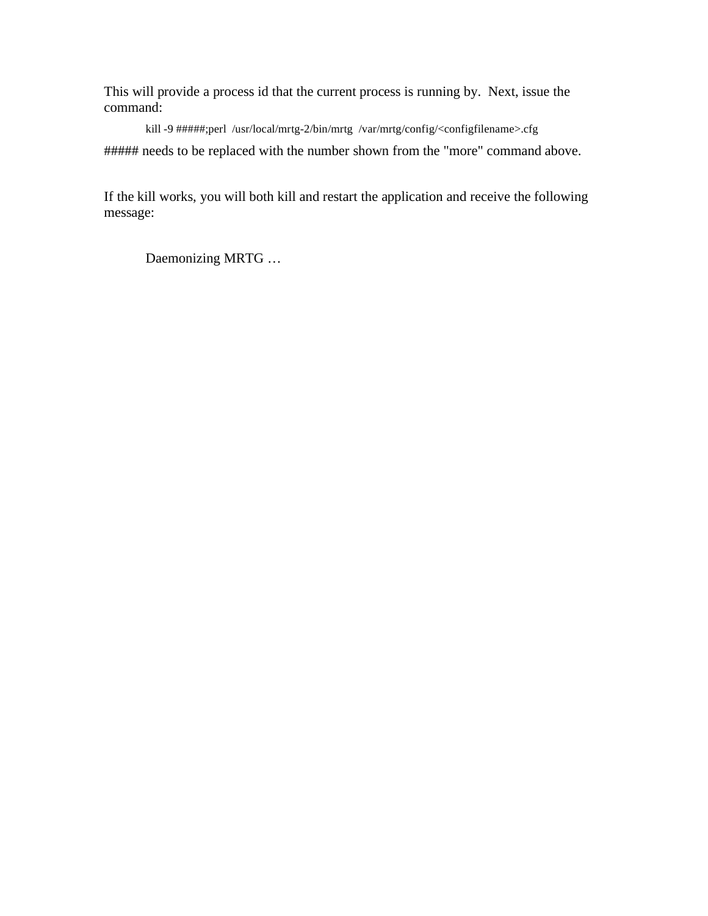This will provide a process id that the current process is running by.  Next, issue the command:

```
kill -9 #####;perl  /usr/local/mrtg-2/bin/mrtg  /var/mrtg/config/<configfilename>.cfg
```

##### needs to be replaced with the number shown from the "more" command above.

If the kill works, you will both kill and restart the application and receive the following message:

```
Daemonizing MRTG …
```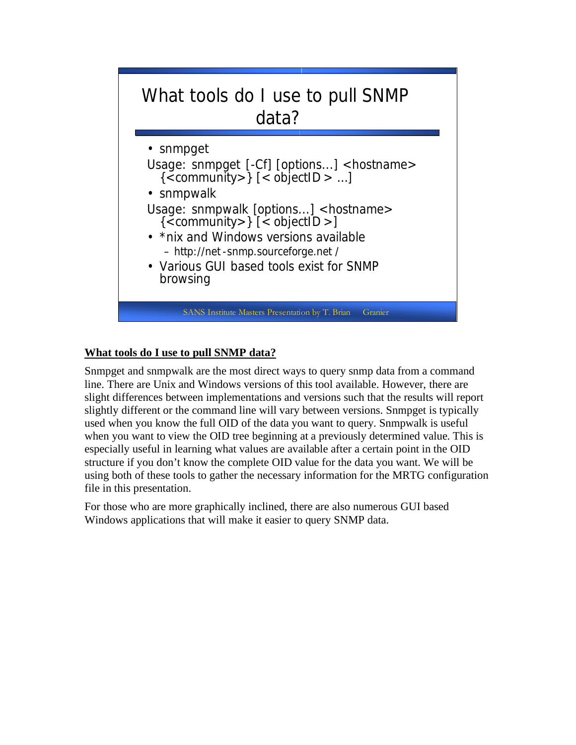## What tools do I use to pull SNMP data?

- snmpget

Usage: snmpget [-Cf] [options...] <hostname> {<community>} [< objectID > ...]

- snmpwalk

Usage: snmpwalk [options...] <hostname> {<community>} [< objectID >]

- *nix and Windows versions available
  - http://net-snmp.sourceforge.net /
- Various GUI based tools exist for SNMP browsing

SANS Institute Masters Presentation by T. Brian Granier

**<u>What tools do I use to pull SNMP data?</u>**

Snmpget and snmpwalk are the most direct ways to query snmp data from a command line. There are Unix and Windows versions of this tool available. However, there are slight differences between implementations and versions such that the results will report slightly different or the command line will vary between versions. Snmpget is typically used when you know the full OID of the data you want to query. Snmpwalk is useful when you want to view the OID tree beginning at a previously determined value. This is especially useful in learning what values are available after a certain point in the OID structure if you don't know the complete OID value for the data you want. We will be using both of these tools to gather the necessary information for the MRTG configuration file in this presentation.

For those who are more graphically inclined, there are also numerous GUI based Windows applications that will make it easier to query SNMP data.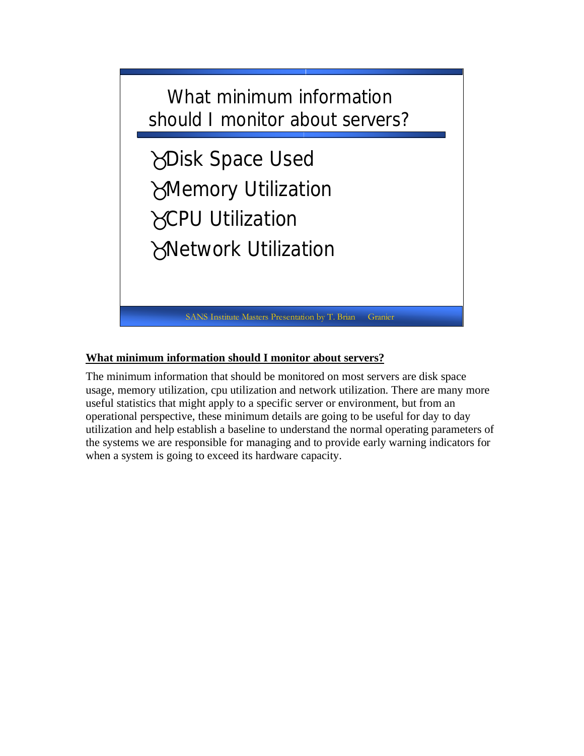What minimum information should I monitor about servers?

- Disk Space Used
- Memory Utilization
- CPU Utilization
- Network Utilization

SANS Institute Masters Presentation by T. Brian Granier

**What minimum information should I monitor about servers?**

The minimum information that should be monitored on most servers are disk space usage, memory utilization, cpu utilization and network utilization. There are many more useful statistics that might apply to a specific server or environment, but from an operational perspective, these minimum details are going to be useful for day to day utilization and help establish a baseline to understand the normal operating parameters of the systems we are responsible for managing and to provide early warning indicators for when a system is going to exceed its hardware capacity.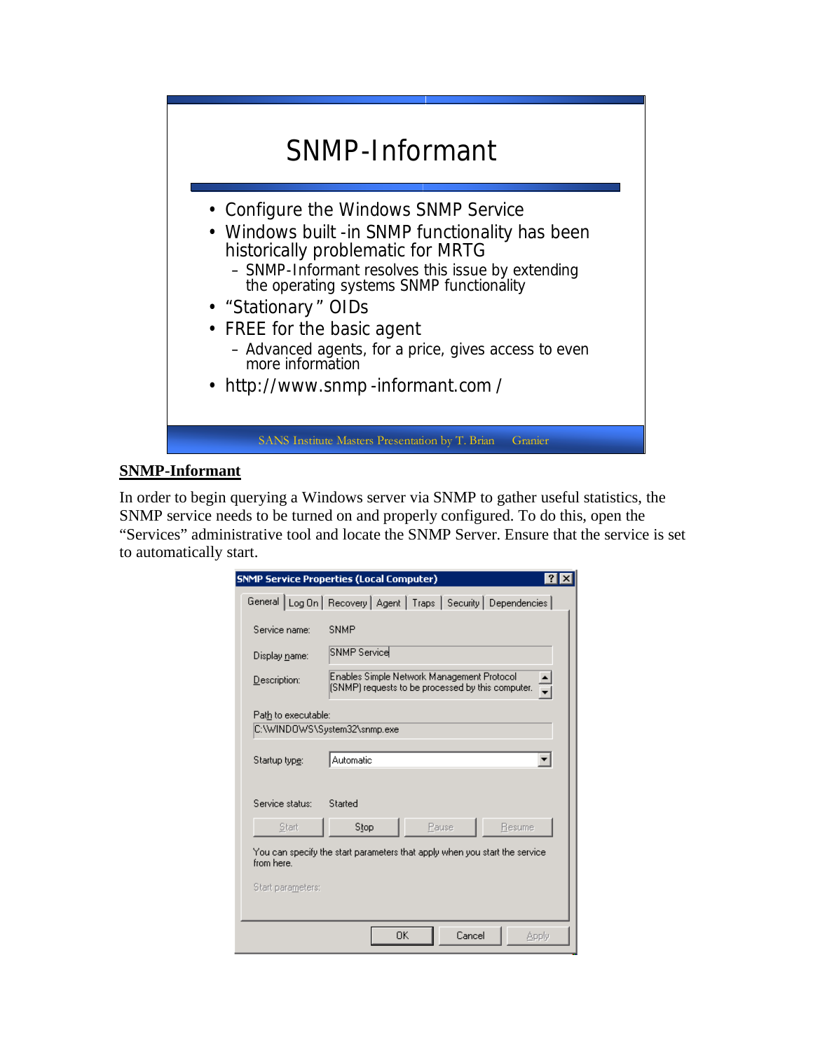# SNMP-Informant

- Configure the Windows SNMP Service
- Windows built-in SNMP functionality has been historically problematic for MRTG
  - SNMP-Informant resolves this issue by extending the operating systems SNMP functionality
- "Stationary" OIDs
- FREE for the basic agent
  - Advanced agents, for a price, gives access to even more information
- http://www.snmp-informant.com/

SANS Institute Masters Presentation by T. Brian Granier

## SNMP-Informant

In order to begin querying a Windows server via SNMP to gather useful statistics, the SNMP service needs to be turned on and properly configured. To do this, open the "Services" administrative tool and locate the SNMP Server. Ensure that the service is set to automatically start.

**SNMP Service Properties (Local Computer)**

General | Log On | Recovery | Agent | Traps | Security | Dependencies

Service name: SNMP

Display name: SNMP Service

Description: Enables Simple Network Management Protocol (SNMP) requests to be processed by this computer.

Path to executable:
C:\WINDOWS\System32\snmp.exe

Startup type: Automatic

Service status: Started

Start | Stop | Pause | Resume

You can specify the start parameters that apply when you start the service from here.

Start parameters:

OK | Cancel | Apply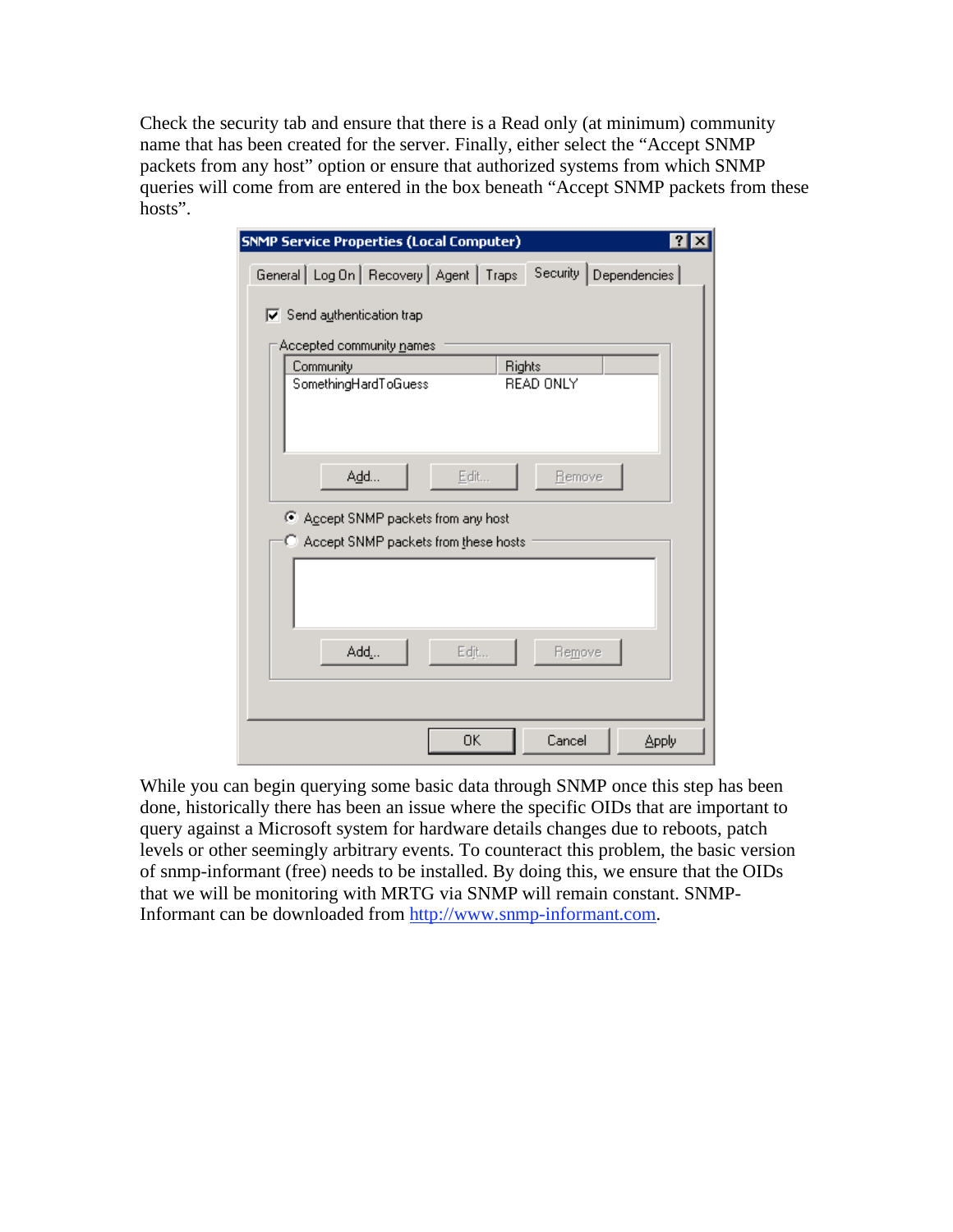Check the security tab and ensure that there is a Read only (at minimum) community name that has been created for the server. Finally, either select the "Accept SNMP packets from any host" option or ensure that authorized systems from which SNMP queries will come from are entered in the box beneath "Accept SNMP packets from these hosts".

While you can begin querying some basic data through SNMP once this step has been done, historically there has been an issue where the specific OIDs that are important to query against a Microsoft system for hardware details changes due to reboots, patch levels or other seemingly arbitrary events. To counteract this problem, the basic version of snmp-informant (free) needs to be installed. By doing this, we ensure that the OIDs that we will be monitoring with MRTG via SNMP will remain constant. SNMP-Informant can be downloaded from http://www.snmp-informant.com.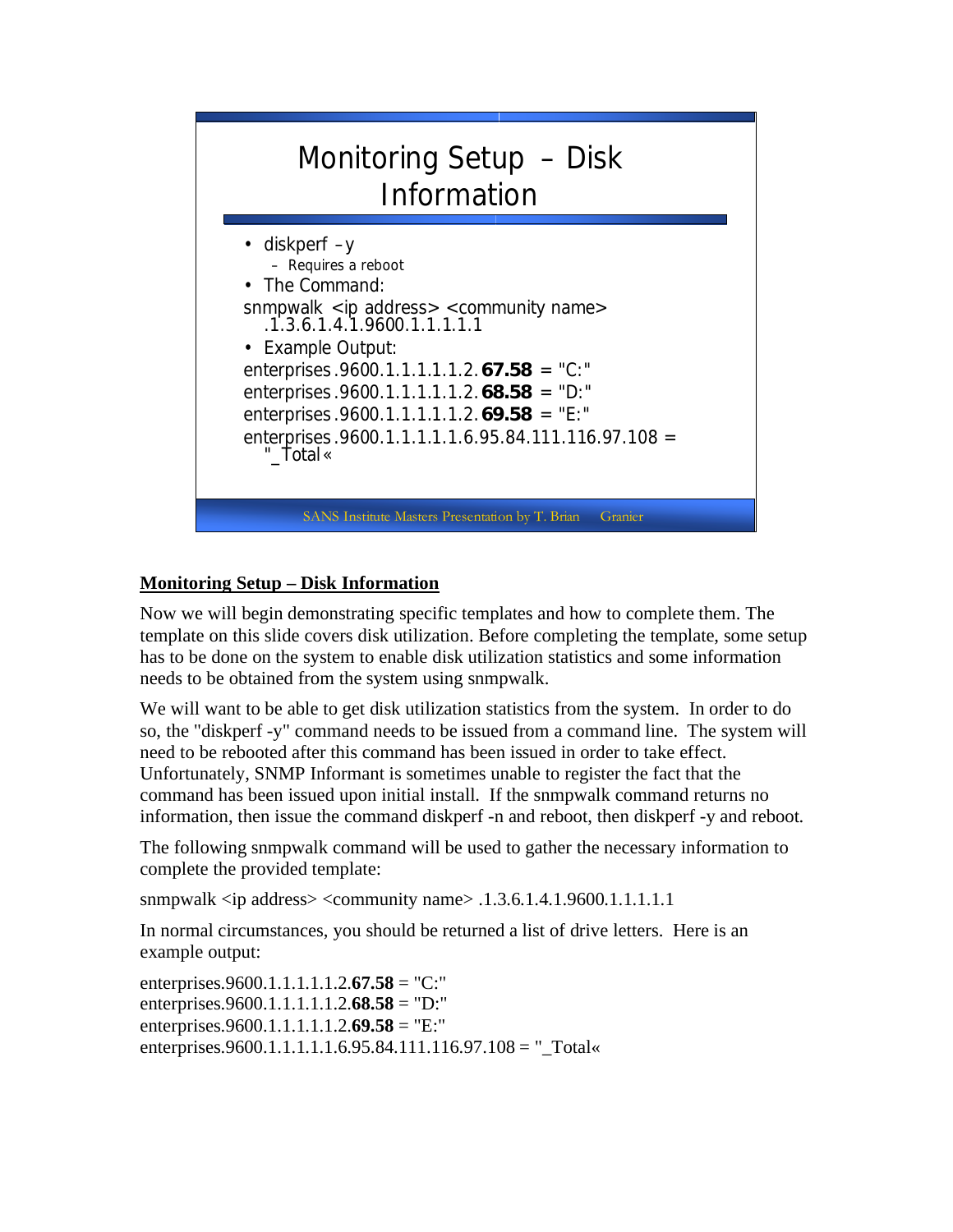Monitoring Setup – Disk Information

- diskperf –y
  - Requires a reboot
- The Command:

snmpwalk <ip address> <community name> .1.3.6.1.4.1.9600.1.1.1.1.1

- Example Output:

enterprises.9600.1.1.1.1.1.2.**67.58** = "C:"
enterprises.9600.1.1.1.1.1.2.**68.58** = "D:"
enterprises.9600.1.1.1.1.1.2.**69.58** = "E:"
enterprises.9600.1.1.1.1.1.6.95.84.111.116.97.108 = "_Total«

SANS Institute Masters Presentation by T. Brian Granier

## Monitoring Setup – Disk Information

Now we will begin demonstrating specific templates and how to complete them. The template on this slide covers disk utilization. Before completing the template, some setup has to be done on the system to enable disk utilization statistics and some information needs to be obtained from the system using snmpwalk.

We will want to be able to get disk utilization statistics from the system. In order to do so, the "diskperf -y" command needs to be issued from a command line. The system will need to be rebooted after this command has been issued in order to take effect. Unfortunately, SNMP Informant is sometimes unable to register the fact that the command has been issued upon initial install. If the snmpwalk command returns no information, then issue the command diskperf -n and reboot, then diskperf -y and reboot.

The following snmpwalk command will be used to gather the necessary information to complete the provided template:

snmpwalk <ip address> <community name> .1.3.6.1.4.1.9600.1.1.1.1.1

In normal circumstances, you should be returned a list of drive letters. Here is an example output:

enterprises.9600.1.1.1.1.1.2.**67.58** = "C:"
enterprises.9600.1.1.1.1.1.2.**68.58** = "D:"
enterprises.9600.1.1.1.1.1.2.**69.58** = "E:"
enterprises.9600.1.1.1.1.1.6.95.84.111.116.97.108 = "_Total«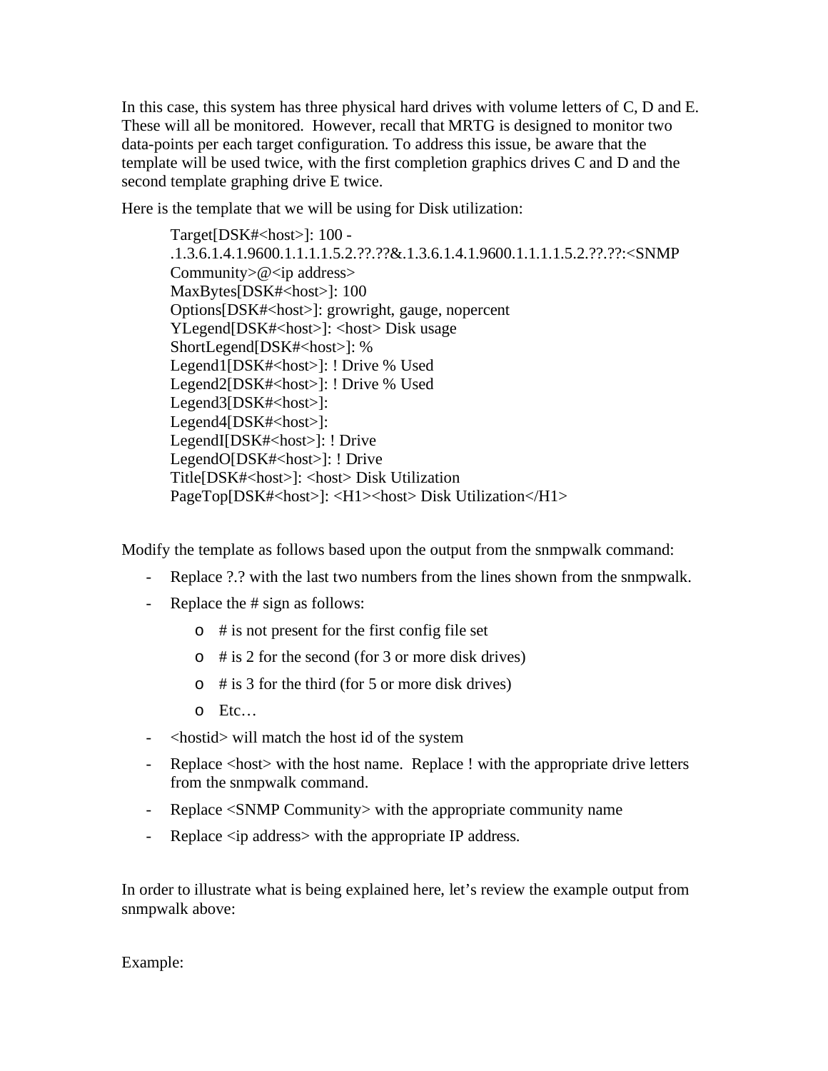In this case, this system has three physical hard drives with volume letters of C, D and E. These will all be monitored. However, recall that MRTG is designed to monitor two data-points per each target configuration. To address this issue, be aware that the template will be used twice, with the first completion graphics drives C and D and the second template graphing drive E twice.

Here is the template that we will be using for Disk utilization:

```
Target[DSK#<host>]: 100 - 
.1.3.6.1.4.1.9600.1.1.1.1.5.2.??.??&.1.3.6.1.4.1.9600.1.1.1.1.5.2.??.??:<SNMP 
Community>@<ip address>
MaxBytes[DSK#<host>]: 100
Options[DSK#<host>]: growright, gauge, nopercent
YLegend[DSK#<host>]: <host> Disk usage
ShortLegend[DSK#<host>]: %
Legend1[DSK#<host>]: ! Drive % Used
Legend2[DSK#<host>]: ! Drive % Used
Legend3[DSK#<host>]:
Legend4[DSK#<host>]:
LegendI[DSK#<host>]: ! Drive
LegendO[DSK#<host>]: ! Drive
Title[DSK#<host>]: <host> Disk Utilization
PageTop[DSK#<host>]: <H1><host> Disk Utilization</H1>
```

Modify the template as follows based upon the output from the snmpwalk command:

- Replace ?.? with the last two numbers from the lines shown from the snmpwalk.
- Replace the # sign as follows:
    - # is not present for the first config file set
    - # is 2 for the second (for 3 or more disk drives)
    - # is 3 for the third (for 5 or more disk drives)
    - Etc…
- <hostid> will match the host id of the system
- Replace <host> with the host name. Replace ! with the appropriate drive letters from the snmpwalk command.
- Replace <SNMP Community> with the appropriate community name
- Replace <ip address> with the appropriate IP address.

In order to illustrate what is being explained here, let's review the example output from snmpwalk above:

Example: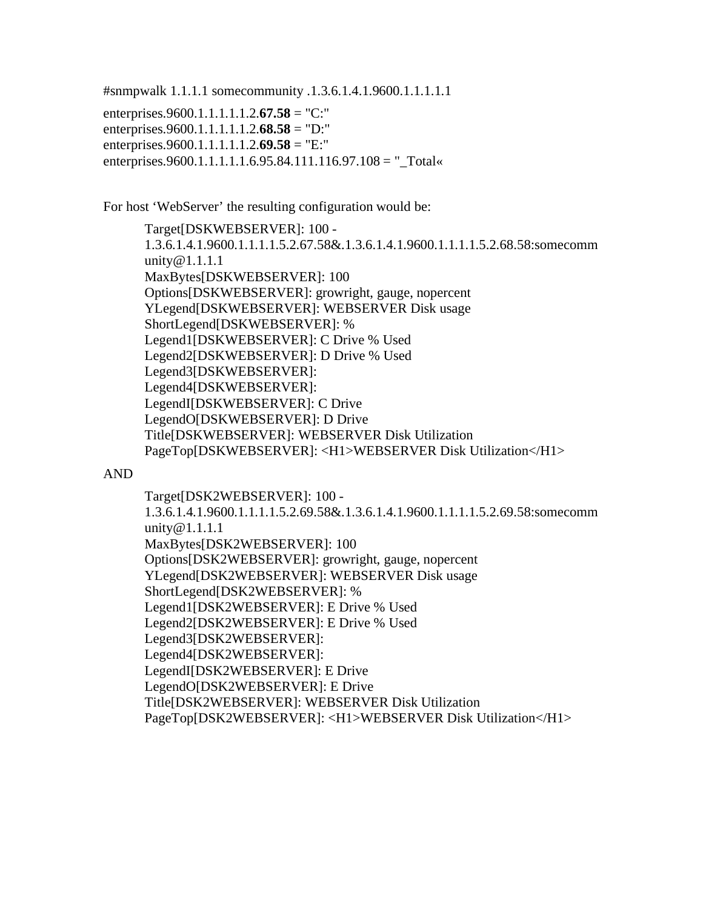#snmpwalk 1.1.1.1 somecommunity .1.3.6.1.4.1.9600.1.1.1.1.1

enterprises.9600.1.1.1.1.1.2.**67.58** = "C:"
enterprises.9600.1.1.1.1.1.2.**68.58** = "D:"
enterprises.9600.1.1.1.1.1.2.**69.58** = "E:"
enterprises.9600.1.1.1.1.1.6.95.84.111.116.97.108 = "_Total«

For host 'WebServer' the resulting configuration would be:

```
Target[DSKWEBSERVER]: 100 -
1.3.6.1.4.1.9600.1.1.1.1.5.2.67.58&.1.3.6.1.4.1.9600.1.1.1.1.5.2.68.58:somecomm
unity@1.1.1.1
MaxBytes[DSKWEBSERVER]: 100
Options[DSKWEBSERVER]: growright, gauge, nopercent
YLegend[DSKWEBSERVER]: WEBSERVER Disk usage
ShortLegend[DSKWEBSERVER]: %
Legend1[DSKWEBSERVER]: C Drive % Used
Legend2[DSKWEBSERVER]: D Drive % Used
Legend3[DSKWEBSERVER]:
Legend4[DSKWEBSERVER]:
LegendI[DSKWEBSERVER]: C Drive
LegendO[DSKWEBSERVER]: D Drive
Title[DSKWEBSERVER]: WEBSERVER Disk Utilization
PageTop[DSKWEBSERVER]: <H1>WEBSERVER Disk Utilization</H1>
```

AND

```
Target[DSK2WEBSERVER]: 100 -
1.3.6.1.4.1.9600.1.1.1.1.5.2.69.58&.1.3.6.1.4.1.9600.1.1.1.1.5.2.69.58:somecomm
unity@1.1.1.1
MaxBytes[DSK2WEBSERVER]: 100
Options[DSK2WEBSERVER]: growright, gauge, nopercent
YLegend[DSK2WEBSERVER]: WEBSERVER Disk usage
ShortLegend[DSK2WEBSERVER]: %
Legend1[DSK2WEBSERVER]: E Drive % Used
Legend2[DSK2WEBSERVER]: E Drive % Used
Legend3[DSK2WEBSERVER]:
Legend4[DSK2WEBSERVER]:
LegendI[DSK2WEBSERVER]: E Drive
LegendO[DSK2WEBSERVER]: E Drive
Title[DSK2WEBSERVER]: WEBSERVER Disk Utilization
PageTop[DSK2WEBSERVER]: <H1>WEBSERVER Disk Utilization</H1>
```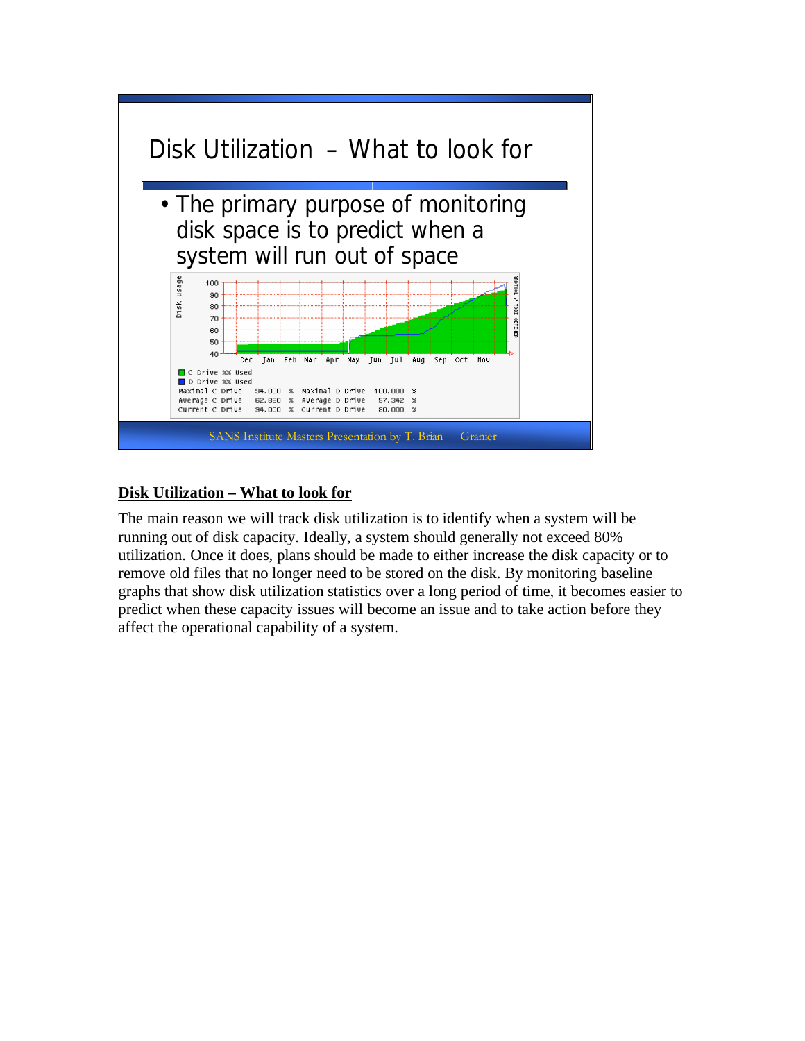# Disk Utilization – What to look for

- The primary purpose of monitoring disk space is to predict when a system will run out of space

| | | | | | |
|---|---|---|---|---|---|
| Maximal C Drive | 94.000 | % | Maximal D Drive | 100.000 | % |
| Average C Drive | 62.880 | % | Average D Drive | 57.342 | % |
| Current C Drive | 94.000 | % | Current D Drive | 80.000 | % |

SANS Institute Masters Presentation by T. Brian Granier

## Disk Utilization – What to look for

The main reason we will track disk utilization is to identify when a system will be running out of disk capacity. Ideally, a system should generally not exceed 80% utilization. Once it does, plans should be made to either increase the disk capacity or to remove old files that no longer need to be stored on the disk. By monitoring baseline graphs that show disk utilization statistics over a long period of time, it becomes easier to predict when these capacity issues will become an issue and to take action before they affect the operational capability of a system.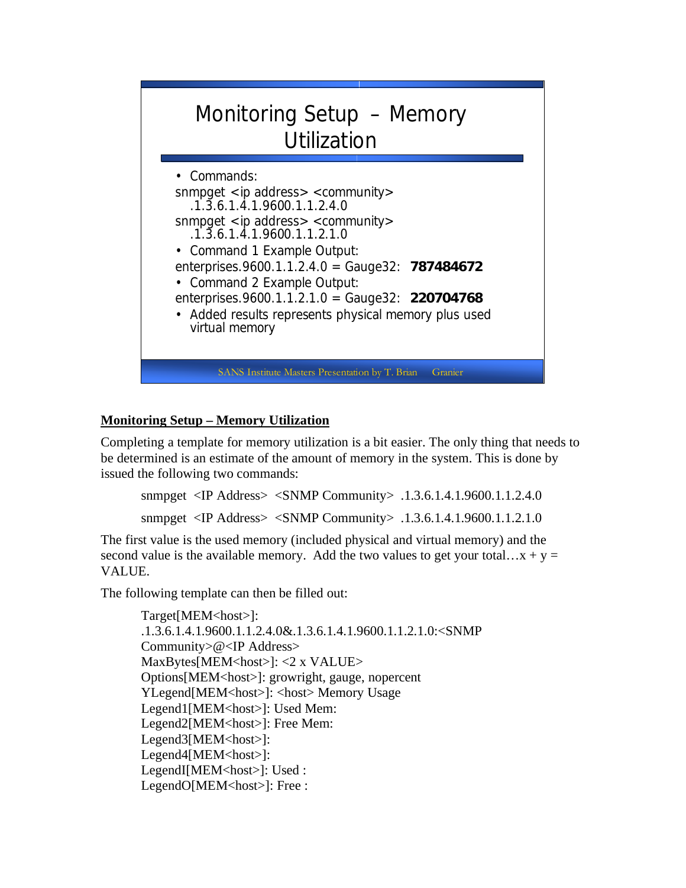## Monitoring Setup – Memory Utilization

- Commands:

snmpget <ip address> <community> .1.3.6.1.4.1.9600.1.1.2.4.0

snmpget <ip address> <community> .1.3.6.1.4.1.9600.1.1.2.1.0

- Command 1 Example Output:

enterprises.9600.1.1.2.4.0 = Gauge32: **787484672**

- Command 2 Example Output:

enterprises.9600.1.1.2.1.0 = Gauge32: **220704768**

- Added results represents physical memory plus used virtual memory

SANS Institute Masters Presentation by T. Brian Granier

**Monitoring Setup – Memory Utilization**

Completing a template for memory utilization is a bit easier. The only thing that needs to be determined is an estimate of the amount of memory in the system. This is done by issued the following two commands:

```
snmpget  <IP Address>  <SNMP Community>  .1.3.6.1.4.1.9600.1.1.2.4.0
snmpget  <IP Address>  <SNMP Community>  .1.3.6.1.4.1.9600.1.1.2.1.0
```

The first value is the used memory (included physical and virtual memory) and the second value is the available memory. Add the two values to get your total…x + y = VALUE.

The following template can then be filled out:

```
Target[MEM<host>]:
.1.3.6.1.4.1.9600.1.1.2.4.0&.1.3.6.1.4.1.9600.1.1.2.1.0:<SNMP
Community>@<IP Address>
MaxBytes[MEM<host>]: <2 x VALUE>
Options[MEM<host>]: growright, gauge, nopercent
YLegend[MEM<host>]: <host> Memory Usage
Legend1[MEM<host>]: Used Mem:
Legend2[MEM<host>]: Free Mem:
Legend3[MEM<host>]:
Legend4[MEM<host>]:
LegendI[MEM<host>]: Used :
LegendO[MEM<host>]: Free :
```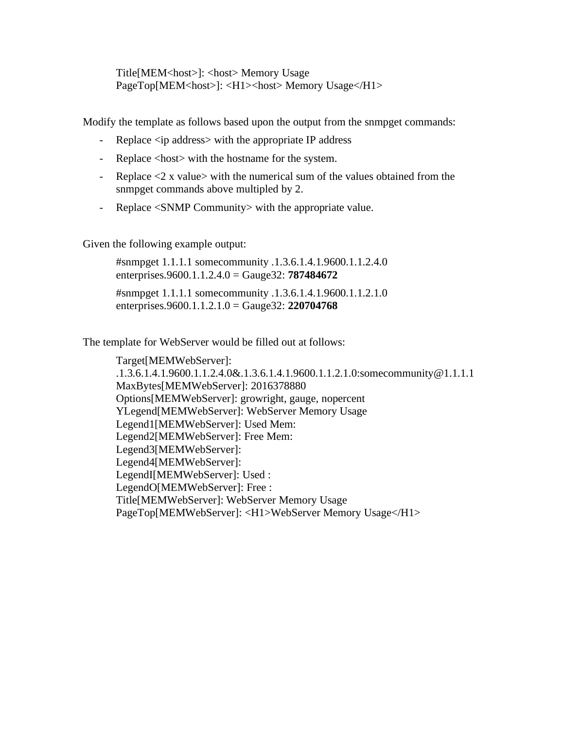```
Title[MEM<host>]: <host> Memory Usage
PageTop[MEM<host>]: <H1><host> Memory Usage</H1>
```

Modify the template as follows based upon the output from the snmpget commands:

- Replace <ip address> with the appropriate IP address
- Replace <host> with the hostname for the system.
- Replace <2 x value> with the numerical sum of the values obtained from the snmpget commands above multipled by 2.
- Replace <SNMP Community> with the appropriate value.

Given the following example output:

```
#snmpget 1.1.1.1 somecommunity .1.3.6.1.4.1.9600.1.1.2.4.0
enterprises.9600.1.1.2.4.0 = Gauge32: 787484672

#snmpget 1.1.1.1 somecommunity .1.3.6.1.4.1.9600.1.1.2.1.0
enterprises.9600.1.1.2.1.0 = Gauge32: 220704768
```

The template for WebServer would be filled out at follows:

```
Target[MEMWebServer]:
.1.3.6.1.4.1.9600.1.1.2.4.0&.1.3.6.1.4.1.9600.1.1.2.1.0:somecommunity@1.1.1.1
MaxBytes[MEMWebServer]: 2016378880
Options[MEMWebServer]: growright, gauge, nopercent
YLegend[MEMWebServer]: WebServer Memory Usage
Legend1[MEMWebServer]: Used Mem:
Legend2[MEMWebServer]: Free Mem:
Legend3[MEMWebServer]:
Legend4[MEMWebServer]:
LegendI[MEMWebServer]: Used :
LegendO[MEMWebServer]: Free :
Title[MEMWebServer]: WebServer Memory Usage
PageTop[MEMWebServer]: <H1>WebServer Memory Usage</H1>
```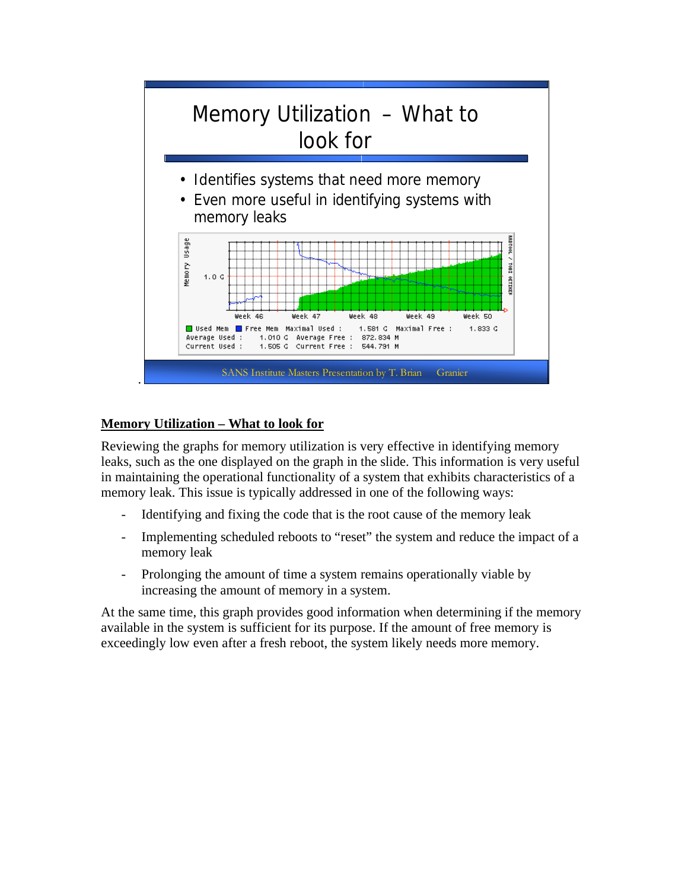# Memory Utilization – What to look for

- Identifies systems that need more memory
- Even more useful in identifying systems with memory leaks

SANS Institute Masters Presentation by T. Brian Granier

**Memory Utilization – What to look for**

Reviewing the graphs for memory utilization is very effective in identifying memory leaks, such as the one displayed on the graph in the slide. This information is very useful in maintaining the operational functionality of a system that exhibits characteristics of a memory leak. This issue is typically addressed in one of the following ways:

- Identifying and fixing the code that is the root cause of the memory leak
- Implementing scheduled reboots to "reset" the system and reduce the impact of a memory leak
- Prolonging the amount of time a system remains operationally viable by increasing the amount of memory in a system.

At the same time, this graph provides good information when determining if the memory available in the system is sufficient for its purpose. If the amount of free memory is exceedingly low even after a fresh reboot, the system likely needs more memory.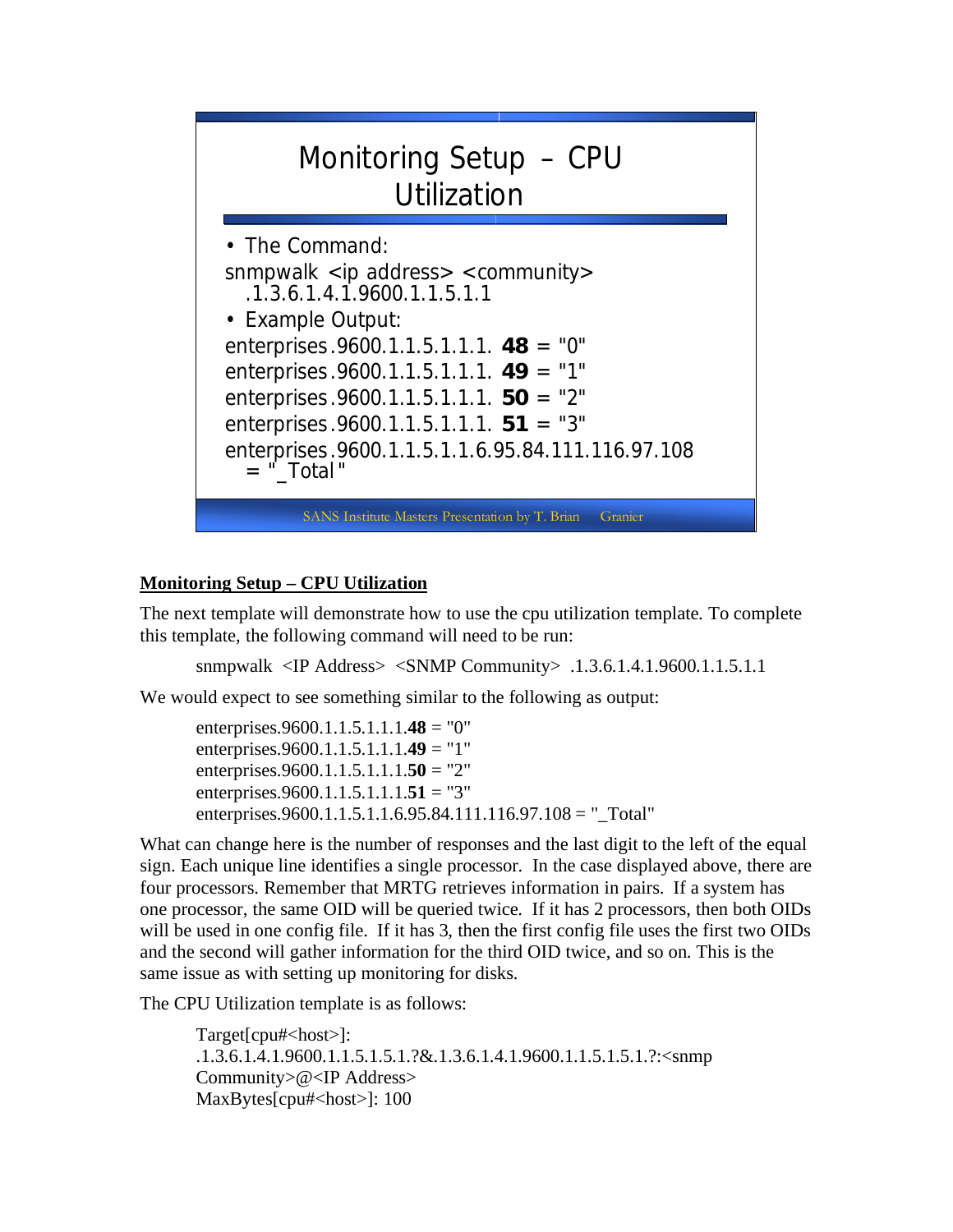# Monitoring Setup – CPU Utilization

- The Command:

snmpwalk <ip address> <community> .1.3.6.1.4.1.9600.1.1.5.1.1

- Example Output:

enterprises.9600.1.1.5.1.1.1. **48** = "0"
enterprises.9600.1.1.5.1.1.1. **49** = "1"
enterprises.9600.1.1.5.1.1.1. **50** = "2"
enterprises.9600.1.1.5.1.1.1. **51** = "3"
enterprises.9600.1.1.5.1.1.6.95.84.111.116.97.108 = "_Total"

SANS Institute Masters Presentation by T. Brian Granier

## Monitoring Setup – CPU Utilization

The next template will demonstrate how to use the cpu utilization template. To complete this template, the following command will need to be run:

```
snmpwalk <IP Address> <SNMP Community> .1.3.6.1.4.1.9600.1.1.5.1.1
```

We would expect to see something similar to the following as output:

enterprises.9600.1.1.5.1.1.1.**48** = "0"
enterprises.9600.1.1.5.1.1.1.**49** = "1"
enterprises.9600.1.1.5.1.1.1.**50** = "2"
enterprises.9600.1.1.5.1.1.1.**51** = "3"
enterprises.9600.1.1.5.1.1.6.95.84.111.116.97.108 = "_Total"

What can change here is the number of responses and the last digit to the left of the equal sign. Each unique line identifies a single processor. In the case displayed above, there are four processors. Remember that MRTG retrieves information in pairs. If a system has one processor, the same OID will be queried twice. If it has 2 processors, then both OIDs will be used in one config file. If it has 3, then the first config file uses the first two OIDs and the second will gather information for the third OID twice, and so on. This is the same issue as with setting up monitoring for disks.

The CPU Utilization template is as follows:

```
Target[cpu#<host>]:
.1.3.6.1.4.1.9600.1.1.5.1.5.1.?&.1.3.6.1.4.1.9600.1.1.5.1.5.1.?:<snmp
Community>@<IP Address>
MaxBytes[cpu#<host>]: 100
```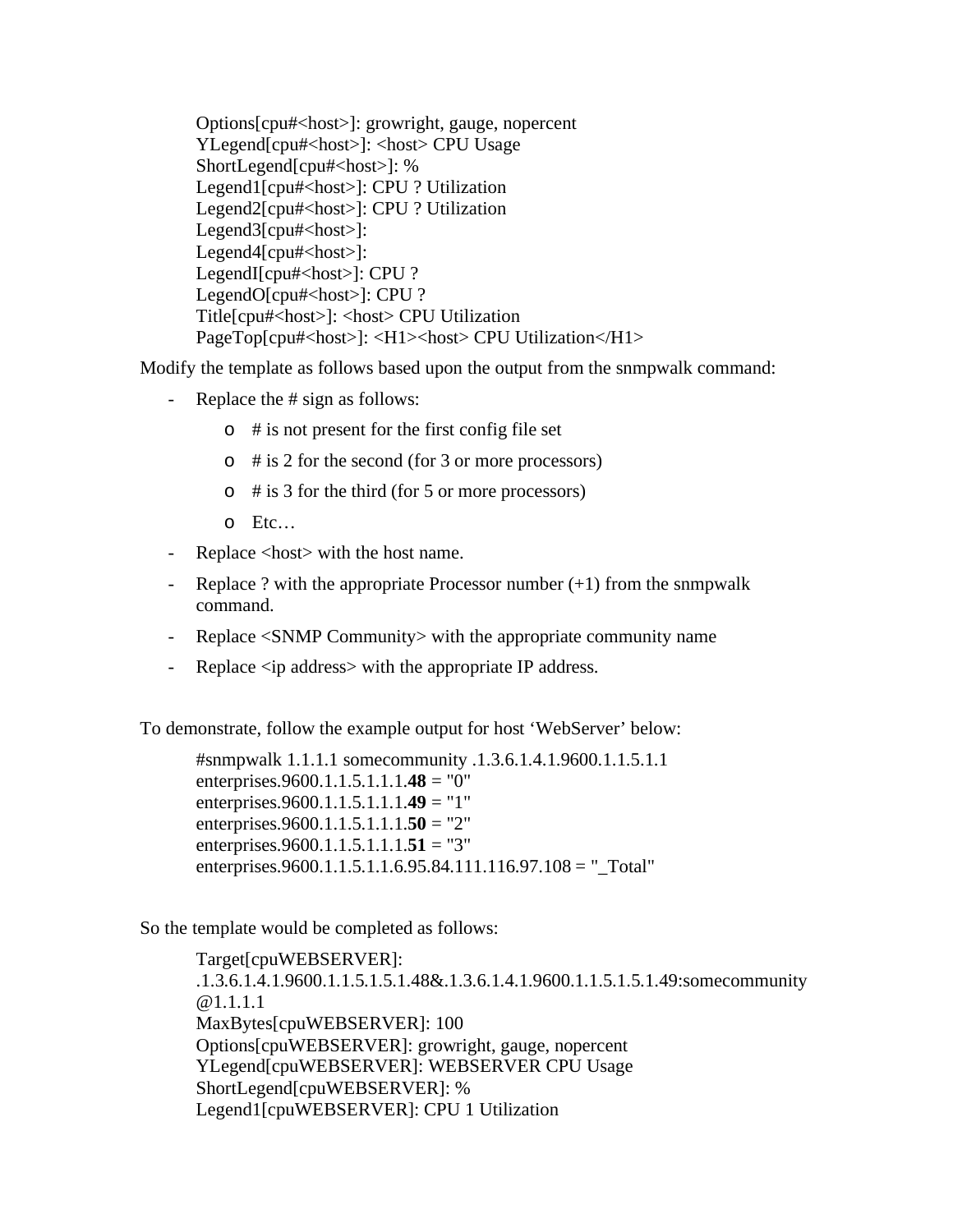```
Options[cpu#<host>]: growright, gauge, nopercent
YLegend[cpu#<host>]: <host> CPU Usage
ShortLegend[cpu#<host>]: %
Legend1[cpu#<host>]: CPU ? Utilization
Legend2[cpu#<host>]: CPU ? Utilization
Legend3[cpu#<host>]:
Legend4[cpu#<host>]:
LegendI[cpu#<host>]: CPU ?
LegendO[cpu#<host>]: CPU ?
Title[cpu#<host>]: <host> CPU Utilization
PageTop[cpu#<host>]: <H1><host> CPU Utilization</H1>
```

Modify the template as follows based upon the output from the snmpwalk command:

- Replace the # sign as follows:
  - # is not present for the first config file set
  - # is 2 for the second (for 3 or more processors)
  - # is 3 for the third (for 5 or more processors)
  - Etc…
- Replace <host> with the host name.
- Replace ? with the appropriate Processor number (+1) from the snmpwalk command.
- Replace <SNMP Community> with the appropriate community name
- Replace <ip address> with the appropriate IP address.

To demonstrate, follow the example output for host 'WebServer' below:

```
#snmpwalk 1.1.1.1 somecommunity .1.3.6.1.4.1.9600.1.1.5.1.1
enterprises.9600.1.1.5.1.1.1.48 = "0"
enterprises.9600.1.1.5.1.1.1.49 = "1"
enterprises.9600.1.1.5.1.1.1.50 = "2"
enterprises.9600.1.1.5.1.1.1.51 = "3"
enterprises.9600.1.1.5.1.1.6.95.84.111.116.97.108 = "_Total"
```

So the template would be completed as follows:

```
Target[cpuWEBSERVER]:
.1.3.6.1.4.1.9600.1.1.5.1.5.1.48&.1.3.6.1.4.1.9600.1.1.5.1.5.1.49:somecommunity
@1.1.1.1
MaxBytes[cpuWEBSERVER]: 100
Options[cpuWEBSERVER]: growright, gauge, nopercent
YLegend[cpuWEBSERVER]: WEBSERVER CPU Usage
ShortLegend[cpuWEBSERVER]: %
Legend1[cpuWEBSERVER]: CPU 1 Utilization
```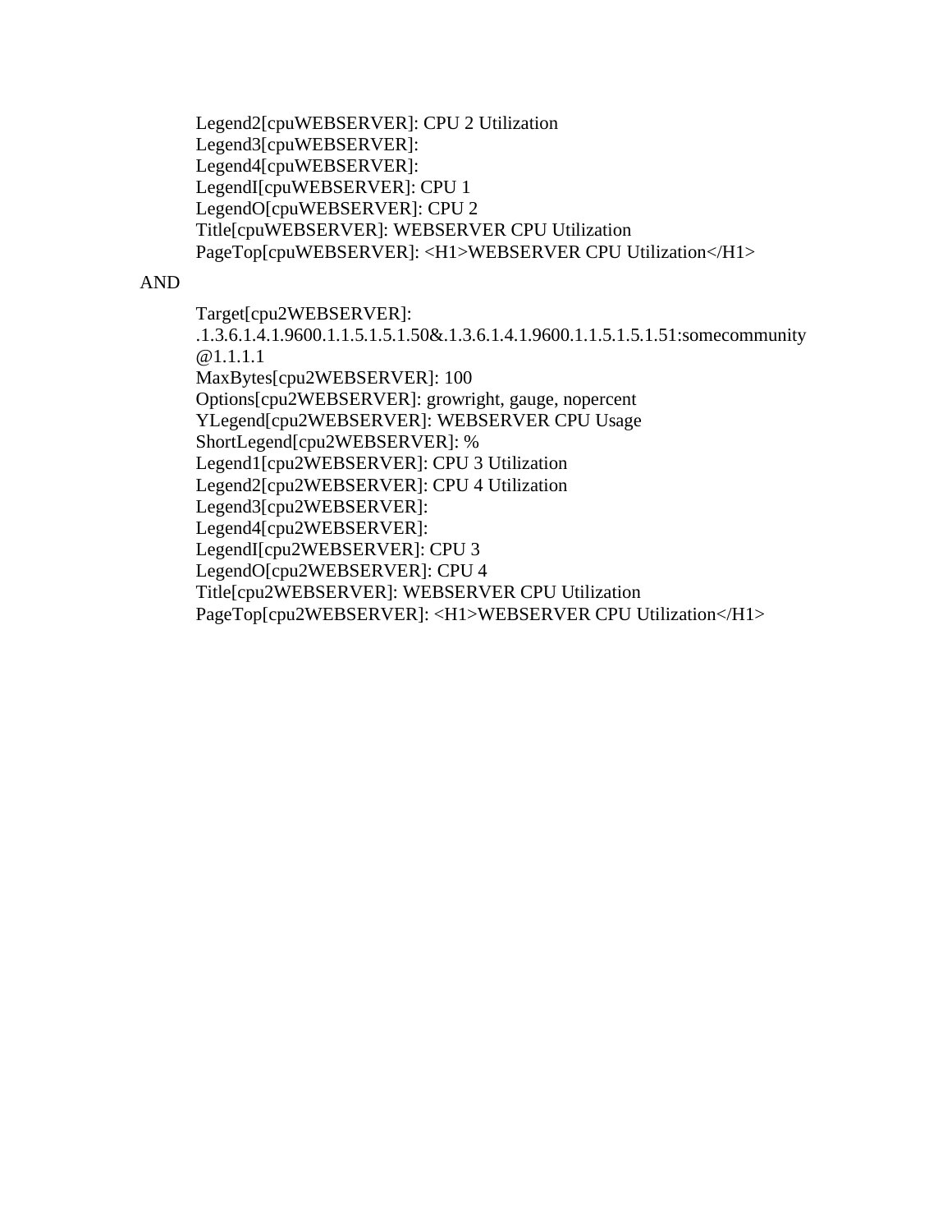```
Legend2[cpuWEBSERVER]: CPU 2 Utilization
Legend3[cpuWEBSERVER]:
Legend4[cpuWEBSERVER]:
LegendI[cpuWEBSERVER]: CPU 1
LegendO[cpuWEBSERVER]: CPU 2
Title[cpuWEBSERVER]: WEBSERVER CPU Utilization
PageTop[cpuWEBSERVER]: <H1>WEBSERVER CPU Utilization</H1>
```

AND

```
Target[cpu2WEBSERVER]:
.1.3.6.1.4.1.9600.1.1.5.1.5.1.50&.1.3.6.1.4.1.9600.1.1.5.1.5.1.51:somecommunity
@1.1.1.1
MaxBytes[cpu2WEBSERVER]: 100
Options[cpu2WEBSERVER]: growright, gauge, nopercent
YLegend[cpu2WEBSERVER]: WEBSERVER CPU Usage
ShortLegend[cpu2WEBSERVER]: %
Legend1[cpu2WEBSERVER]: CPU 3 Utilization
Legend2[cpu2WEBSERVER]: CPU 4 Utilization
Legend3[cpu2WEBSERVER]:
Legend4[cpu2WEBSERVER]:
LegendI[cpu2WEBSERVER]: CPU 3
LegendO[cpu2WEBSERVER]: CPU 4
Title[cpu2WEBSERVER]: WEBSERVER CPU Utilization
PageTop[cpu2WEBSERVER]: <H1>WEBSERVER CPU Utilization</H1>
```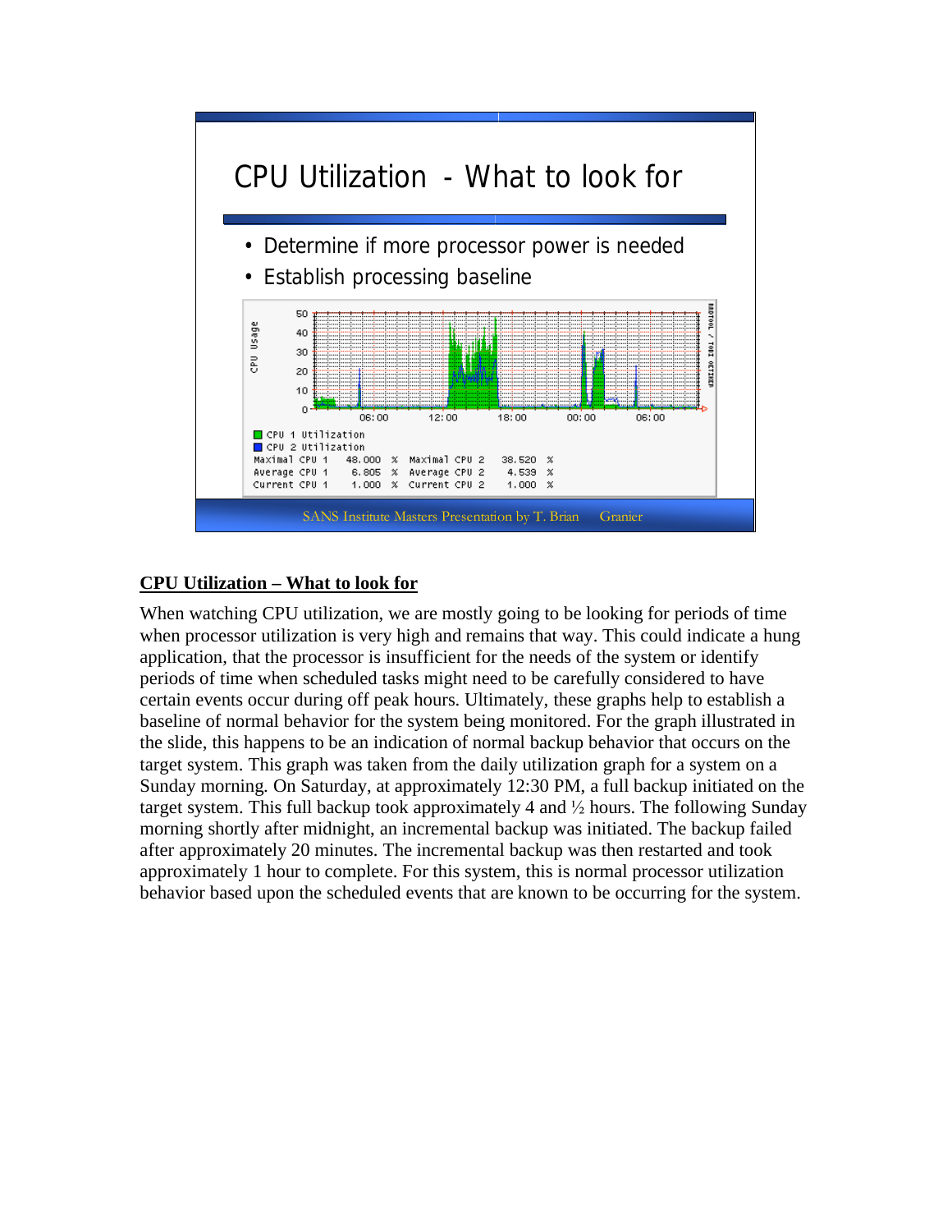# CPU Utilization - What to look for

- Determine if more processor power is needed
- Establish processing baseline

| | | | | | |
|---|---|---|---|---|---|
| Maximal CPU 1 | 48.000 % | Maximal CPU 2 | 38.520 % | | |
| Average CPU 1 | 6.805 % | Average CPU 2 | 4.539 % | | |
| Current CPU 1 | 1.000 % | Current CPU 2 | 1.000 % | | |

SANS Institute Masters Presentation by T. Brian Granier

**CPU Utilization – What to look for**

When watching CPU utilization, we are mostly going to be looking for periods of time when processor utilization is very high and remains that way. This could indicate a hung application, that the processor is insufficient for the needs of the system or identify periods of time when scheduled tasks might need to be carefully considered to have certain events occur during off peak hours. Ultimately, these graphs help to establish a baseline of normal behavior for the system being monitored. For the graph illustrated in the slide, this happens to be an indication of normal backup behavior that occurs on the target system. This graph was taken from the daily utilization graph for a system on a Sunday morning. On Saturday, at approximately 12:30 PM, a full backup initiated on the target system. This full backup took approximately 4 and ½ hours. The following Sunday morning shortly after midnight, an incremental backup was initiated. The backup failed after approximately 20 minutes. The incremental backup was then restarted and took approximately 1 hour to complete. For this system, this is normal processor utilization behavior based upon the scheduled events that are known to be occurring for the system.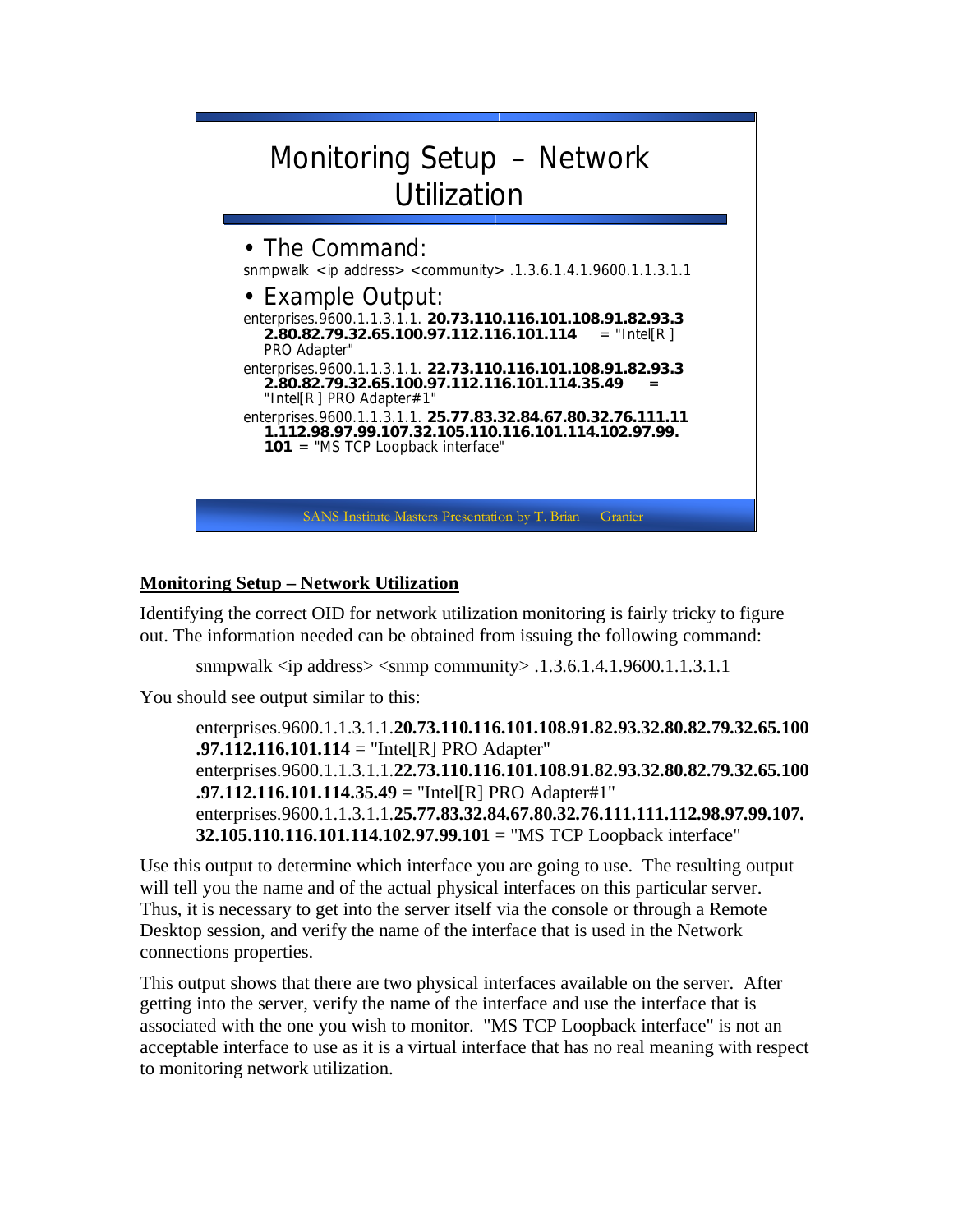# Monitoring Setup – Network Utilization

- The Command:

snmpwalk <ip address> <community> .1.3.6.1.4.1.9600.1.1.3.1.1

- Example Output:

enterprises.9600.1.1.3.1.1. **20.73.110.116.101.108.91.82.93.32.80.82.79.32.65.100.97.112.116.101.114** = "Intel[R ] PRO Adapter"

enterprises.9600.1.1.3.1.1. **22.73.110.116.101.108.91.82.93.32.80.82.79.32.65.100.97.112.116.101.114.35.49** = "Intel[R ] PRO Adapter#1"

enterprises.9600.1.1.3.1.1. **25.77.83.32.84.67.80.32.76.111.111.112.98.97.99.107.32.105.110.116.101.114.102.97.99.101** = "MS TCP Loopback interface"

SANS Institute Masters Presentation by T. Brian Granier

## Monitoring Setup – Network Utilization

Identifying the correct OID for network utilization monitoring is fairly tricky to figure out. The information needed can be obtained from issuing the following command:

snmpwalk <ip address> <snmp community> .1.3.6.1.4.1.9600.1.1.3.1.1

You should see output similar to this:

enterprises.9600.1.1.3.1.1.**20.73.110.116.101.108.91.82.93.32.80.82.79.32.65.100.97.112.116.101.114** = "Intel[R] PRO Adapter"
enterprises.9600.1.1.3.1.1.**22.73.110.116.101.108.91.82.93.32.80.82.79.32.65.100.97.112.116.101.114.35.49** = "Intel[R] PRO Adapter#1"
enterprises.9600.1.1.3.1.1.**25.77.83.32.84.67.80.32.76.111.111.112.98.97.99.107.32.105.110.116.101.114.102.97.99.101** = "MS TCP Loopback interface"

Use this output to determine which interface you are going to use. The resulting output will tell you the name and of the actual physical interfaces on this particular server. Thus, it is necessary to get into the server itself via the console or through a Remote Desktop session, and verify the name of the interface that is used in the Network connections properties.

This output shows that there are two physical interfaces available on the server. After getting into the server, verify the name of the interface and use the interface that is associated with the one you wish to monitor. "MS TCP Loopback interface" is not an acceptable interface to use as it is a virtual interface that has no real meaning with respect to monitoring network utilization.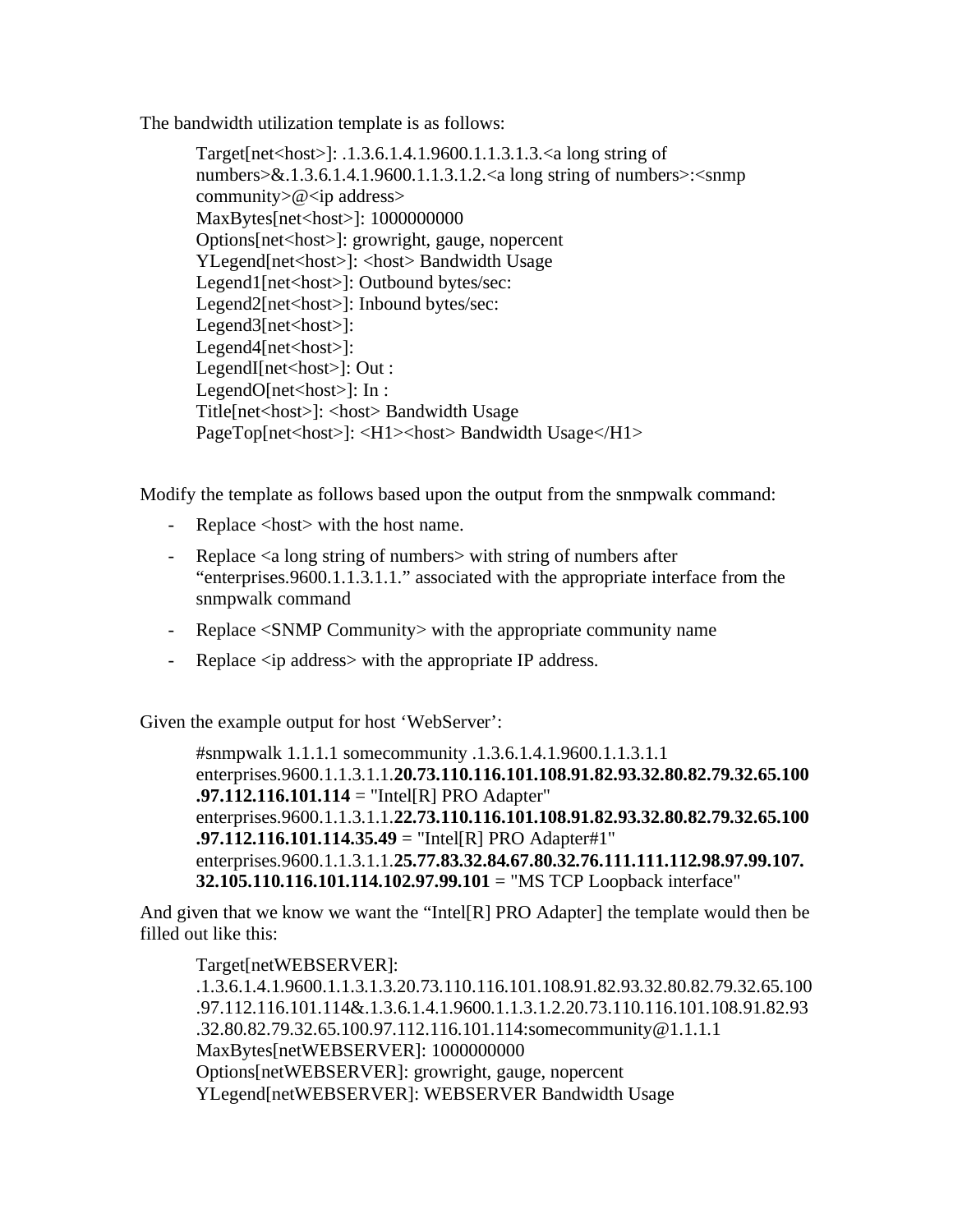The bandwidth utilization template is as follows:

```
Target[net<host>]: .1.3.6.1.4.1.9600.1.1.3.1.3.<a long string of numbers>&.1.3.6.1.4.1.9600.1.1.3.1.2.<a long string of numbers>:<snmp community>@<ip address>
MaxBytes[net<host>]: 1000000000
Options[net<host>]: growright, gauge, nopercent
YLegend[net<host>]: <host> Bandwidth Usage
Legend1[net<host>]: Outbound bytes/sec:
Legend2[net<host>]: Inbound bytes/sec:
Legend3[net<host>]:
Legend4[net<host>]:
LegendI[net<host>]: Out :
LegendO[net<host>]: In :
Title[net<host>]: <host> Bandwidth Usage
PageTop[net<host>]: <H1><host> Bandwidth Usage</H1>
```

Modify the template as follows based upon the output from the snmpwalk command:

- Replace <host> with the host name.
- Replace <a long string of numbers> with string of numbers after “enterprises.9600.1.1.3.1.1.” associated with the appropriate interface from the snmpwalk command
- Replace <SNMP Community> with the appropriate community name
- Replace <ip address> with the appropriate IP address.

Given the example output for host ‘WebServer’:

#snmpwalk 1.1.1.1 somecommunity .1.3.6.1.4.1.9600.1.1.3.1.1
enterprises.9600.1.1.3.1.1.**20.73.110.116.101.108.91.82.93.32.80.82.79.32.65.100.97.112.116.101.114** = "Intel[R] PRO Adapter"
enterprises.9600.1.1.3.1.1.**22.73.110.116.101.108.91.82.93.32.80.82.79.32.65.100.97.112.116.101.114.35.49** = "Intel[R] PRO Adapter#1"
enterprises.9600.1.1.3.1.1.**25.77.83.32.84.67.80.32.76.111.111.112.98.97.99.107.32.105.110.116.101.114.102.97.99.101** = "MS TCP Loopback interface"

And given that we know we want the “Intel[R] PRO Adapter] the template would then be filled out like this:

```
Target[netWEBSERVER]: .1.3.6.1.4.1.9600.1.1.3.1.3.20.73.110.116.101.108.91.82.93.32.80.82.79.32.65.100.97.112.116.101.114&.1.3.6.1.4.1.9600.1.1.3.1.2.20.73.110.116.101.108.91.82.93.32.80.82.79.32.65.100.97.112.116.101.114:somecommunity@1.1.1.1
MaxBytes[netWEBSERVER]: 1000000000
Options[netWEBSERVER]: growright, gauge, nopercent
YLegend[netWEBSERVER]: WEBSERVER Bandwidth Usage
```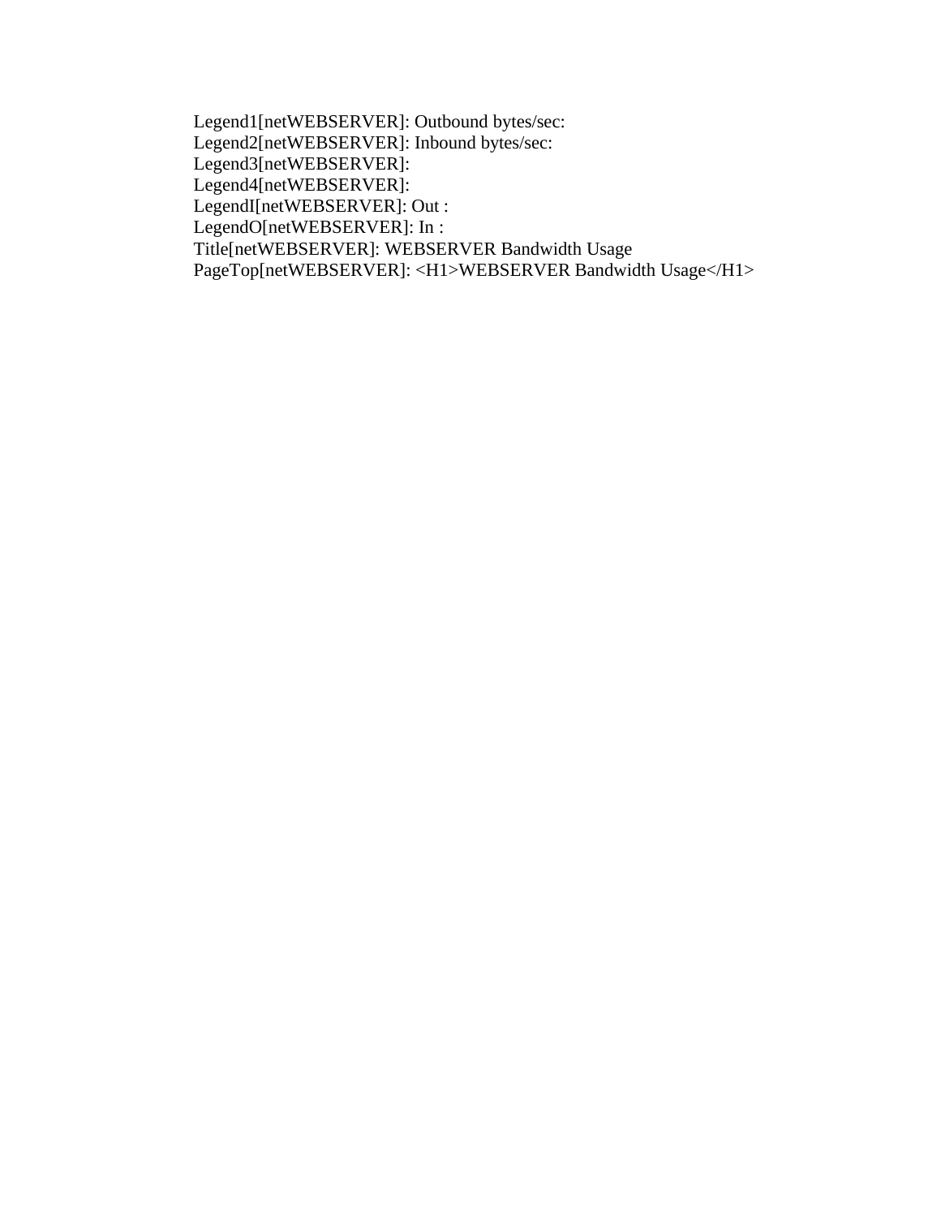Legend1[netWEBSERVER]: Outbound bytes/sec:
Legend2[netWEBSERVER]: Inbound bytes/sec:
Legend3[netWEBSERVER]:
Legend4[netWEBSERVER]:
LegendI[netWEBSERVER]: Out :
LegendO[netWEBSERVER]: In :
Title[netWEBSERVER]: WEBSERVER Bandwidth Usage
PageTop[netWEBSERVER]: <H1>WEBSERVER Bandwidth Usage</H1>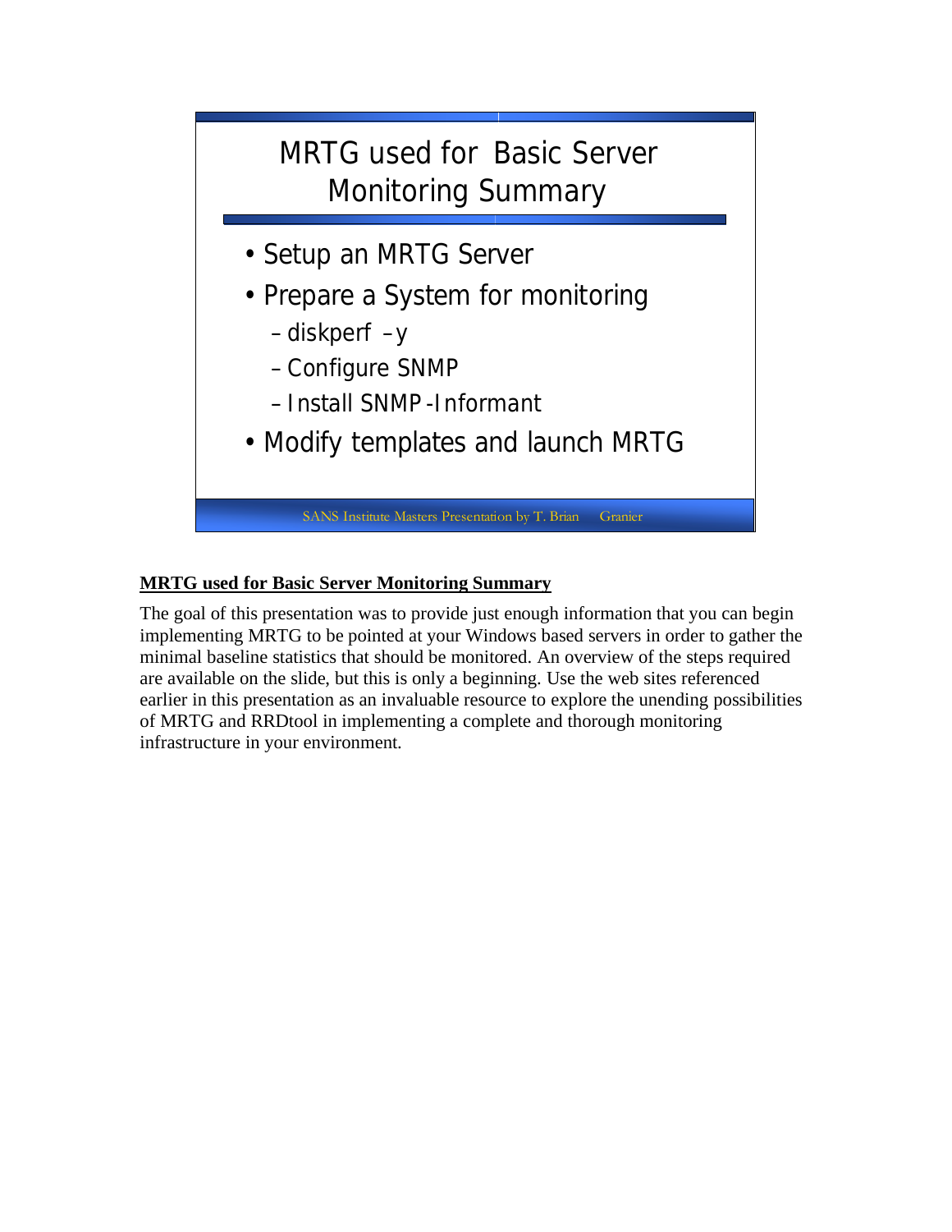# MRTG used for Basic Server Monitoring Summary

- Setup an MRTG Server
- Prepare a System for monitoring
  - diskperf –y
  - Configure SNMP
  - Install SNMP-Informant
- Modify templates and launch MRTG

SANS Institute Masters Presentation by T. Brian Granier

**MRTG used for Basic Server Monitoring Summary**

The goal of this presentation was to provide just enough information that you can begin implementing MRTG to be pointed at your Windows based servers in order to gather the minimal baseline statistics that should be monitored. An overview of the steps required are available on the slide, but this is only a beginning. Use the web sites referenced earlier in this presentation as an invaluable resource to explore the unending possibilities of MRTG and RRDtool in implementing a complete and thorough monitoring infrastructure in your environment.